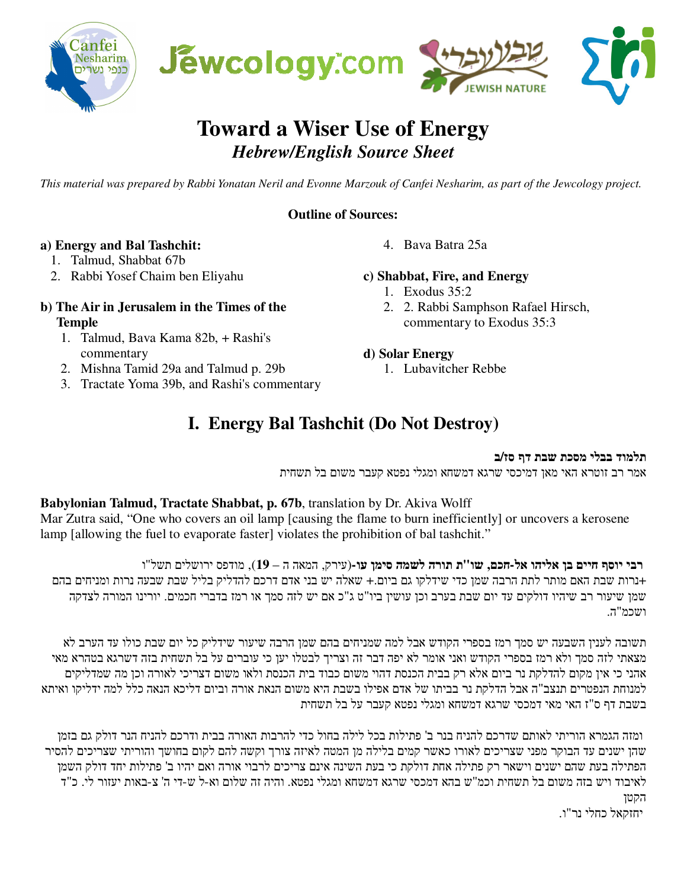# Toward a Wiser Use of Energy

## *Hebrew/English Source Sheet*

*This material was prepared by Rabbi Yonatan Neril and Evonne Marzouk of Canfei Nesharim, as part of the Jewcology project.*

**Outline of Sources:**

**a) Energy and Bal Taschit:**
1. Talmud, Shabbat 67b
2. Rabbi Yosef Chaim ben Eliyahu

**b) The Air in Jerusalem in the Times of the Temple**
1. Talmud, Bava Kama 82b, + Rashi's commentary
2. Mishna Tamid 29a and Talmud p. 29b
3. Tractate Yoma 39b, and Rashi's commentary
4. Bava Batra 25a

**c) Shabbat, Fire, and Energy**
1. Exodus 35:2
2. 2. Rabbi Samphson Rafael Hirsch, commentary to Exodus 35:3

**d) Solar Energy**
1. Lubavitcher Rebbe

# I. Energy Bal Tashchit (Do Not Destroy)

**תלמוד בבלי מסכת שבת דף סז/ב**

אמר רב זוטרא האי מאן דמיכסי שרגא דמשחא ומגלי נפטא קעבר משום בל תשחית

**Babylonian Talmud, Tractate Shabbat, p. 67b**, translation by Dr. Akiva Wolff
Mar Zutra said, "One who covers an oil lamp [causing the flame to burn inefficiently] or uncovers a kerosene lamp [allowing the fuel to evaporate faster] violates the prohibition of bal tashchit."

**רבי יוסף חיים בן אליהו אל-חכם, שו"ת תורה לשמה סימן עו**-(עירק, המאה ה – **19**), מודפס ירושלים תשל"ו

+נרות שבת האם מותר לתת הרבה שמן כדי שידלקו גם ביום.+ שאלה יש בני אדם דרכם להדליק בליל שבת שבעה נרות ומניחים בהם שמן שיעור רב שיהיו דולקים עד יום שבת בערב וכן עושין ביו"ט ג"כ אם יש לזה סמך או רמז בדברי חכמים. יורינו המורה לצדקה ושכמ"ה.

תשובה לענין השבעה יש סמך רמז בספרי הקודש אבל למה שמניחים בהם שמן הרבה שיעור שידליק כל יום שבת כולו עד הערב לא מצאתי לזה סמך ולא רמז בספרי הקודש ואני אומר לא יפה דבר זה וצריך לבטלו יען כי עוברים על בל תשחית בזה דשרגא בטהרא מאי אהני כי אין מקום להדלקת נר ביום אלא רק בבית הכנסת דהוי משום כבוד בית הכנסת ולאו משום דצריכי לאורה וכן מה שמדליקים למנוחת הנפטרים תנצב"ה אבל הדלקת נר בביתו של אדם אפילו בשבת היא משום הנאת אורה וביום דליכא הנאה כלל למה ידליקו ואיתא בשבת דף ס"ז האי מאי דמכסי שרגא דמשחא ומגלי נפטא קעבר על בל תשחית

ומזה הגמרא הוריתי לאותם שדרכם להניח בנר ב' פתילות בכל לילה בחול כדי להרבות האורה בבית ודרכם להניח הנר דולק גם בזמן שהן ישנים עד הבוקר מפני שצריכים לאורו כאשר קמים בלילה מן המטה לאיזה צורך וקשה להם לקום בחושך והוריתי שצריכים להסיר הפתילה בעת שהם ישנים וישאר רק פתילה אחת דולקת כי בעת השינה אינם צריכים לרבוי אורה ואם יהיו ב' פתילות יחד דולק השמן לאיבוד ויש בזה משום בל תשחית וכמ"ש בהא דמכסי שרגא דמשחא ומגלי נפטא. והיה זה שלום וא-ל ש-די ה' צ-באות יעזור לי. כ"ד הקטן

יחזקאל כחלי נר"ו.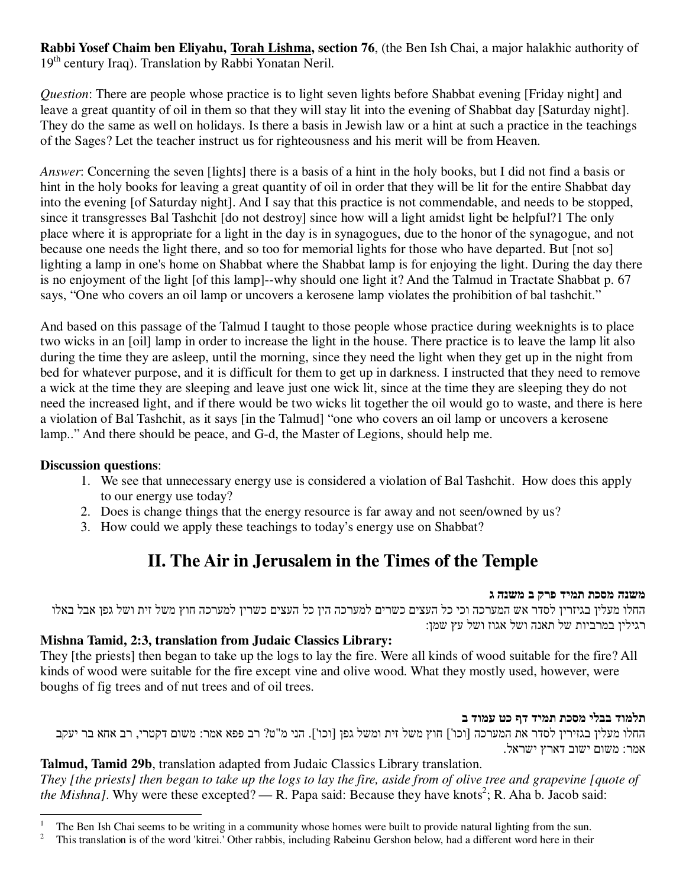**Rabbi Yosef Chaim ben Eliyahu, Torah Lishma, section 76**, (the Ben Ish Chai, a major halakhic authority of 19th century Iraq). Translation by Rabbi Yonatan Neril.

*Question*: There are people whose practice is to light seven lights before Shabbat evening [Friday night] and leave a great quantity of oil in them so that they will stay lit into the evening of Shabbat day [Saturday night]. They do the same as well on holidays. Is there a basis in Jewish law or a hint at such a practice in the teachings of the Sages? Let the teacher instruct us for righteousness and his merit will be from Heaven.

*Answer*: Concerning the seven [lights] there is a basis of a hint in the holy books, but I did not find a basis or hint in the holy books for leaving a great quantity of oil in order that they will be lit for the entire Shabbat day into the evening [of Saturday night]. And I say that this practice is not commendable, and needs to be stopped, since it transgresses Bal Tashchit [do not destroy] since how will a light amidst light be helpful?[1] The only place where it is appropriate for a light in the day is in synagogues, due to the honor of the synagogue, and not because one needs the light there, and so too for memorial lights for those who have departed. But [not so] lighting a lamp in one's home on Shabbat where the Shabbat lamp is for enjoying the light. During the day there is no enjoyment of the light [of this lamp]--why should one light it? And the Talmud in Tractate Shabbat p. 67 says, "One who covers an oil lamp or uncovers a kerosene lamp violates the prohibition of bal tashchit."

And based on this passage of the Talmud I taught to those people whose practice during weeknights is to place two wicks in an [oil] lamp in order to increase the light in the house. There practice is to leave the lamp lit also during the time they are asleep, until the morning, since they need the light when they get up in the night from bed for whatever purpose, and it is difficult for them to get up in darkness. I instructed that they need to remove a wick at the time they are sleeping and leave just one wick lit, since at the time they are sleeping they do not need the increased light, and if there would be two wicks lit together the oil would go to waste, and there is here a violation of Bal Tashchit, as it says [in the Talmud] "one who covers an oil lamp or uncovers a kerosene lamp.." And there should be peace, and G-d, the Master of Legions, should help me.

**Discussion questions**:

1. We see that unnecessary energy use is considered a violation of Bal Tashchit. How does this apply to our energy use today?
2. Does is change things that the energy resource is far away and not seen/owned by us?
3. How could we apply these teachings to today's energy use on Shabbat?

## II. The Air in Jerusalem in the Times of the Temple

**משנה מסכת תמיד פרק ב משנה ג**

החלו מעלין בגזירין לסדר אש המערכה וכי כל העצים כשרים למערכה הין כל העצים כשרין למערכה חוץ משל זית ושל גפן אבל באלו רגילין במרביות של תאנה ושל אגוז ושל עץ שמן:

**Mishna Tamid, 2:3, translation from Judaic Classics Library:**
They [the priests] then began to take up the logs to lay the fire. Were all kinds of wood suitable for the fire? All kinds of wood were suitable for the fire except vine and olive wood. What they mostly used, however, were boughs of fig trees and of nut trees and of oil trees.

**תלמוד בבלי מסכת תמיד דף כט עמוד ב**

החלו מעלין בגזירין לסדר את המערכה [וכו'] חוץ משל זית ומשל גפן [וכו']. הני מ"ט? רב פפא אמר: משום דקטרי, רב אחא בר יעקב אמר: משום ישוב דארץ ישראל.

**Talmud, Tamid 29b**, translation adapted from Judaic Classics Library translation.
*They [the priests] then began to take up the logs to lay the fire, aside from of olive tree and grapevine [quote of the Mishna].* Why were these excepted? — R. Papa said: Because they have knots[2]; R. Aha b. Jacob said:

---

[1] The Ben Ish Chai seems to be writing in a community whose homes were built to provide natural lighting from the sun.

[2] This translation is of the word 'kitrei.' Other rabbis, including Rabeinu Gershon below, had a different word here in their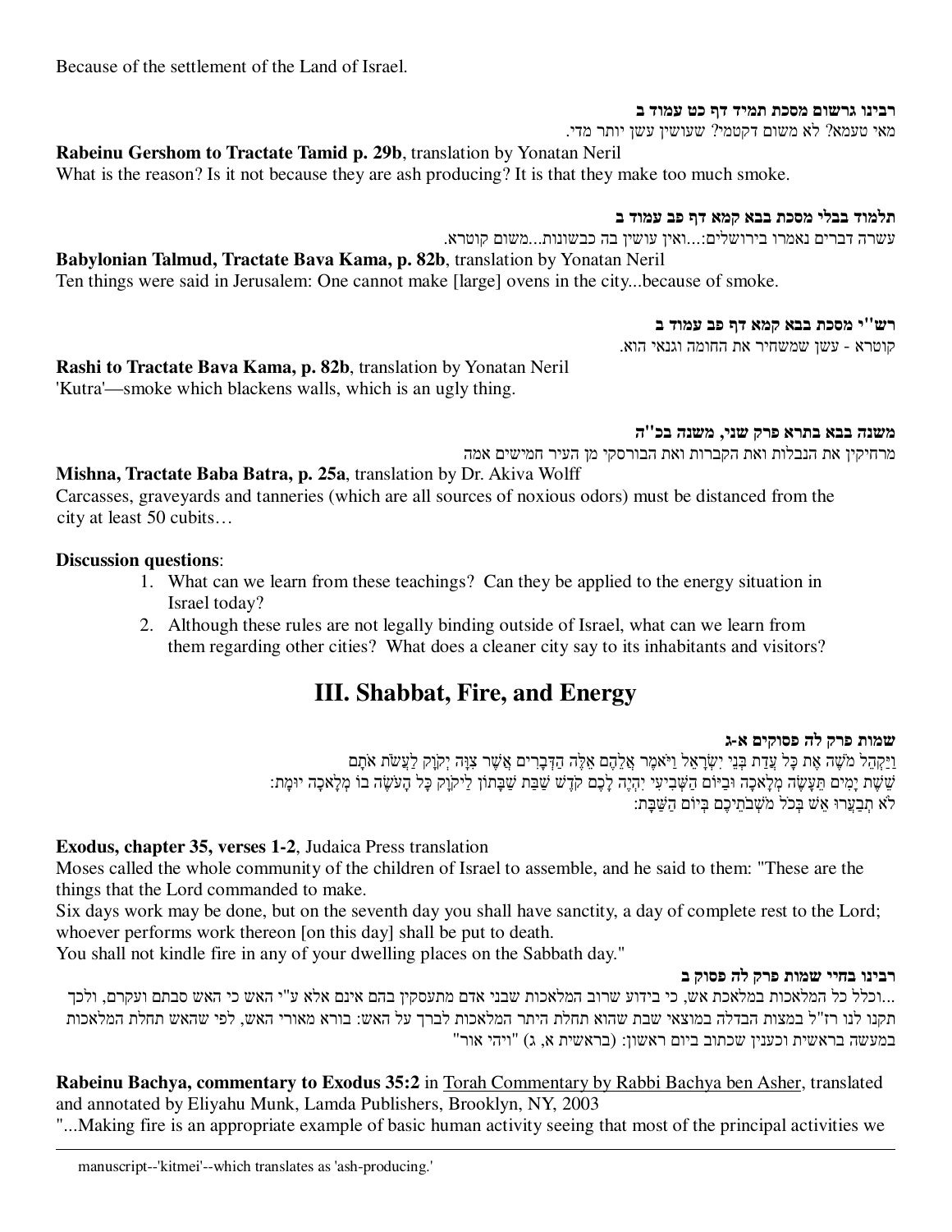Because of the settlement of the Land of Israel.

**רבינו גרשום מסכת תמיד דף כט עמוד ב**

מאי טעמא? לא משום דקטמי? שעושין עשן יותר מדי.

**Rabeinu Gershom to Tractate Tamid p. 29b**, translation by Yonatan Neril

What is the reason? Is it not because they are ash producing? It is that they make too much smoke.

**תלמוד בבלי מסכת בבא קמא דף פב עמוד ב**

עשרה דברים נאמרו בירושלים:...ואין עושין בה כבשונות...משום קוטרא.

**Babylonian Talmud, Tractate Bava Kama, p. 82b**, translation by Yonatan Neril

Ten things were said in Jerusalem: One cannot make [large] ovens in the city...because of smoke.

**רש"י מסכת בבא קמא דף פב עמוד ב**

קוטרא - עשן שמשחיר את החומה וגנאי הוא.

**Rashi to Tractate Bava Kama, p. 82b**, translation by Yonatan Neril

'Kutra'—smoke which blackens walls, which is an ugly thing.

**משנה בבא בתרא פרק שני, משנה בכ"ה**

מרחיקין את הנבלות ואת הקברות ואת הבורסקי מן העיר חמישים אמה

**Mishna, Tractate Baba Batra, p. 25a**, translation by Dr. Akiva Wolff

Carcasses, graveyards and tanneries (which are all sources of noxious odors) must be distanced from the city at least 50 cubits…

**Discussion questions**:

1. What can we learn from these teachings? Can they be applied to the energy situation in Israel today?
2. Although these rules are not legally binding outside of Israel, what can we learn from them regarding other cities? What does a cleaner city say to its inhabitants and visitors?

## III. Shabbat, Fire, and Energy

**שמות פרק לה פסוקים א-ג**

וַיַּקְהֵל מֹשֶׁה אֶת כָּל עֲדַת בְּנֵי יִשְׂרָאֵל וַיֹּאמֶר אֲלֵהֶם אֵלֶּה הַדְּבָרִים אֲשֶׁר צִוָּה יְקֹוָק לַעֲשֹׂת אֹתָם
שֵׁשֶׁת יָמִים תֵּעָשֶׂה מְלָאכָה וּבַיּוֹם הַשְּׁבִיעִי יִהְיֶה לָכֶם קֹדֶשׁ שַׁבַּת שַׁבָּתוֹן לַיקֹוָק כָּל הָעֹשֶׂה בוֹ מְלָאכָה יוּמָת:
לֹא תְבַעֲרוּ אֵשׁ בְּכֹל מֹשְׁבֹתֵיכֶם בְּיוֹם הַשַּׁבָּת:

**Exodus, chapter 35, verses 1-2**, Judaica Press translation

Moses called the whole community of the children of Israel to assemble, and he said to them: "These are the things that the Lord commanded to make.

Six days work may be done, but on the seventh day you shall have sanctity, a day of complete rest to the Lord; whoever performs work thereon [on this day] shall be put to death.

You shall not kindle fire in any of your dwelling places on the Sabbath day."

**רבינו בחיי שמות פרק לה פסוק ב**

...וכלל כל המלאכות במלאכת אש, כי בידוע שרוב המלאכות שבני אדם מתעסקין בהם אינם אלא ע"י האש כי האש סבתם ועקרם, ולכך תקנו לנו רז"ל במצות הבדלה במוצאי שבת שהוא תחלת היתר המלאכות לברך על האש: בורא מאורי האש, לפי שהאש תחלת המלאכות במעשה בראשית וכענין שכתוב ביום ראשון: (בראשית א, ג) "ויהי אור"

**Rabeinu Bachya, commentary to Exodus 35:2** in Torah Commentary by Rabbi Bachya ben Asher, translated and annotated by Eliyahu Munk, Lamda Publishers, Brooklyn, NY, 2003

"...Making fire is an appropriate example of basic human activity seeing that most of the principal activities we

manuscript--'kitmei'--which translates as 'ash-producing.'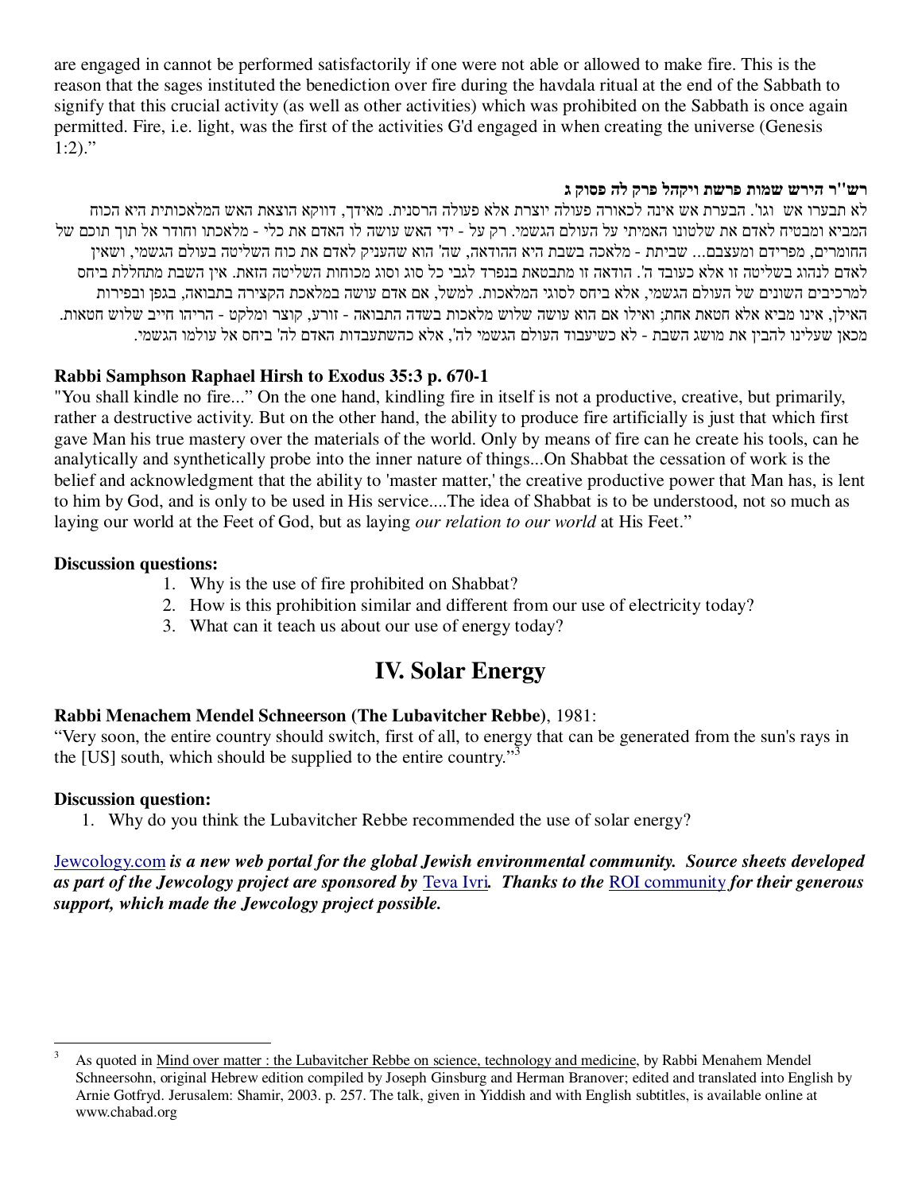are engaged in cannot be performed satisfactorily if one were not able or allowed to make fire. This is the reason that the sages instituted the benediction over fire during the havdala ritual at the end of the Sabbath to signify that this crucial activity (as well as other activities) which was prohibited on the Sabbath is once again permitted. Fire, i.e. light, was the first of the activities G'd engaged in when creating the universe (Genesis 1:2)."

**רש"ר הירש שמות פרשת ויקהל פרק לה פסוק ג**

לא תבערו אש וגו'. הבערת אש אינה לכאורה פעולה יוצרת אלא פעולה הרסנית. מאידך, דווקא הוצאת האש המלאכותית היא הכוח המביא ומבטיח לאדם את שלטונו האמיתי על העולם הגשמי. רק על - ידי האש עושה לו האדם את כלי - מלאכתו וחודר אל תוך תוכם של החומרים, מפרידם ומעצבם... שביתת - מלאכה בשבת היא ההודאה, שה' הוא שהעניק לאדם את כוח השליטה בעולם הגשמי, ושאין לאדם לנהוג בשליטה זו אלא כעובד ה'. הודאה זו מתבטאת בנפרד לגבי כל סוג וסוג מכוחות השליטה הזאת. אין השבת מתחללת ביחס למרכיבים השונים של העולם הגשמי, אלא ביחס לסוגי המלאכות. למשל, אם אדם עושה במלאכת הקצירה בתבואה, בגפן ובפירות האילן, אינו מביא אלא חטאת אחת; ואילו אם הוא עושה שלוש מלאכות בשדה התבואה - זורע, קוצר ומלקט - הריהו חייב שלוש חטאות. מכאן שעלינו להבין את מושג השבת - לא כשיעבוד העולם הגשמי לה', אלא כהשתעבדות האדם לה' ביחס אל עולמו הגשמי.

**Rabbi Samphson Raphael Hirsh to Exodus 35:3 p. 670-1**

"You shall kindle no fire..." On the one hand, kindling fire in itself is not a productive, creative, but primarily, rather a destructive activity. But on the other hand, the ability to produce fire artificially is just that which first gave Man his true mastery over the materials of the world. Only by means of fire can he create his tools, can he analytically and synthetically probe into the inner nature of things...On Shabbat the cessation of work is the belief and acknowledgment that the ability to 'master matter,' the creative productive power that Man has, is lent to him by God, and is only to be used in His service....The idea of Shabbat is to be understood, not so much as laying our world at the Feet of God, but as laying *our relation to our world* at His Feet."

**Discussion questions:**

1. Why is the use of fire prohibited on Shabbat?
2. How is this prohibition similar and different from our use of electricity today?
3. What can it teach us about our use of energy today?

## IV. Solar Energy

**Rabbi Menachem Mendel Schneerson (The Lubavitcher Rebbe)**, 1981:

"Very soon, the entire country should switch, first of all, to energy that can be generated from the sun's rays in the [US] south, which should be supplied to the entire country."[3]

**Discussion question:**

1. Why do you think the Lubavitcher Rebbe recommended the use of solar energy?

Jewcology.com ***is a new web portal for the global Jewish environmental community. Source sheets developed as part of the Jewcology project are sponsored by*** Teva Ivri***. Thanks to the*** ROI community ***for their generous support, which made the Jewcology project possible.***

---

[3] As quoted in Mind over matter : the Lubavitcher Rebbe on science, technology and medicine, by Rabbi Menahem Mendel Schneersohn, original Hebrew edition compiled by Joseph Ginsburg and Herman Branover; edited and translated into English by Arnie Gotfryd. Jerusalem: Shamir, 2003. p. 257. The talk, given in Yiddish and with English subtitles, is available online at www.chabad.org